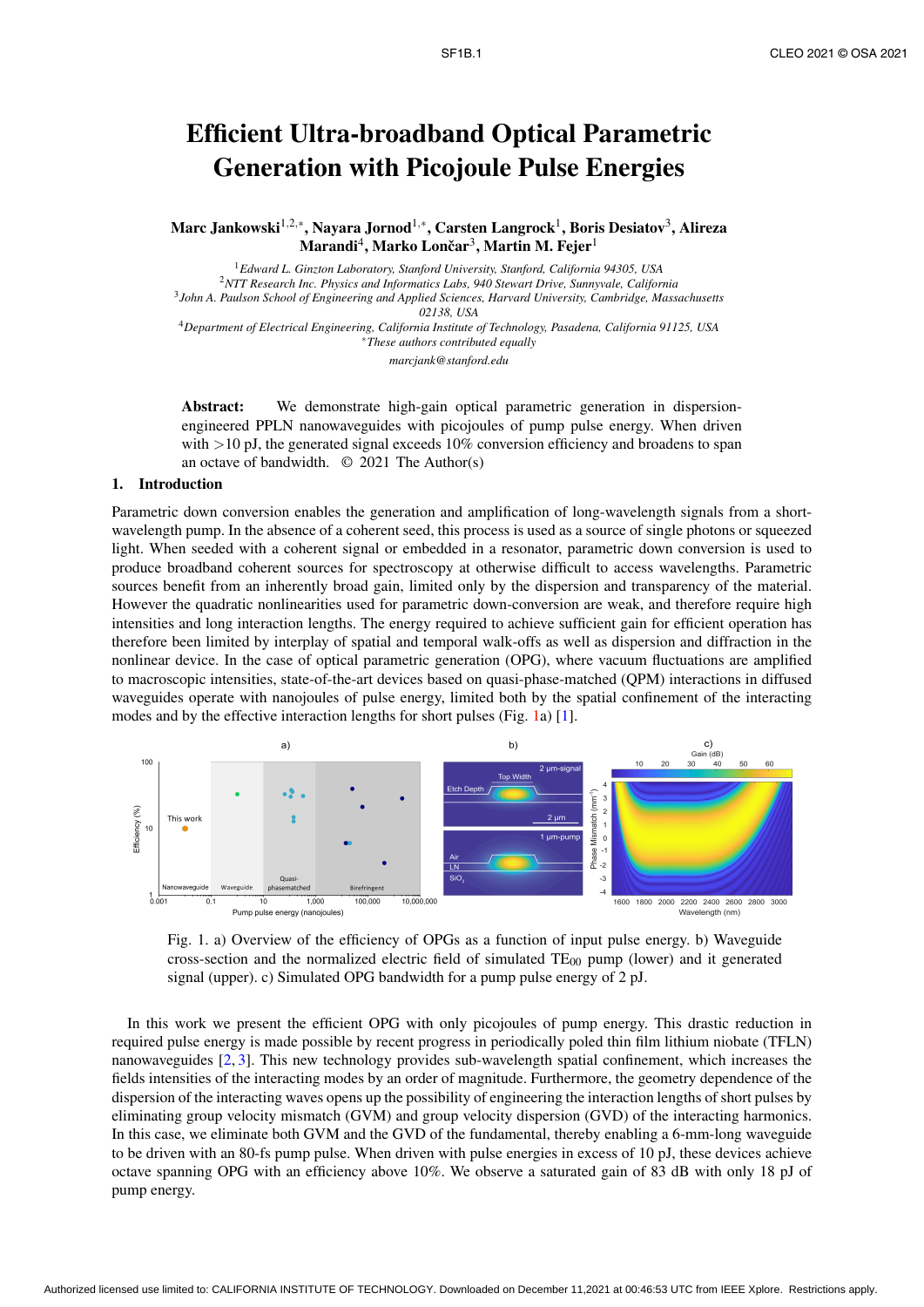# Efficient Ultra-broadband Optical Parametric Generation with Picojoule Pulse Energies

**Marc Jankowski[1,2,*], Nayara Jornod[1,*], Carsten Langrock[1], Boris Desiatov[3], Alireza Marandi[4], Marko Lončar[3], Martin M. Fejer[1]**

[1] *Edward L. Ginzton Laboratory, Stanford University, Stanford, California 94305, USA*
[2] *NTT Research Inc. Physics and Informatics Labs, 940 Stewart Drive, Sunnyvale, California*
[3] *John A. Paulson School of Engineering and Applied Sciences, Harvard University, Cambridge, Massachusetts 02138, USA*
[4] *Department of Electrical Engineering, California Institute of Technology, Pasadena, California 91125, USA*
[*] *These authors contributed equally*
*marcjank@stanford.edu*

**Abstract:** We demonstrate high-gain optical parametric generation in dispersion-engineered PPLN nanowaveguides with picojoules of pump pulse energy. When driven with >10 pJ, the generated signal exceeds 10% conversion efficiency and broadens to span an octave of bandwidth. © 2021 The Author(s)

## 1. Introduction

Parametric down conversion enables the generation and amplification of long-wavelength signals from a short-wavelength pump. In the absence of a coherent seed, this process is used as a source of single photons or squeezed light. When seeded with a coherent signal or embedded in a resonator, parametric down conversion is used to produce broadband coherent sources for spectroscopy at otherwise difficult to access wavelengths. Parametric sources benefit from an inherently broad gain, limited only by the dispersion and transparency of the material. However the quadratic nonlinearities used for parametric down-conversion are weak, and therefore require high intensities and long interaction lengths. The energy required to achieve sufficient gain for efficient operation has therefore been limited by interplay of spatial and temporal walk-offs as well as dispersion and diffraction in the nonlinear device. In the case of optical parametric generation (OPG), where vacuum fluctuations are amplified to macroscopic intensities, state-of-the-art devices based on quasi-phase-matched (QPM) interactions in diffused waveguides operate with nanojoules of pulse energy, limited both by the spatial confinement of the interacting modes and by the effective interaction lengths for short pulses (Fig. 1a) [1].

Fig. 1. a) Overview of the efficiency of OPGs as a function of input pulse energy. b) Waveguide cross-section and the normalized electric field of simulated $TE_{00}$ pump (lower) and it generated signal (upper). c) Simulated OPG bandwidth for a pump pulse energy of 2 pJ.

In this work we present the efficient OPG with only picojoules of pump energy. This drastic reduction in required pulse energy is made possible by recent progress in periodically poled thin film lithium niobate (TFLN) nanowaveguides [2, 3]. This new technology provides sub-wavelength spatial confinement, which increases the fields intensities of the interacting modes by an order of magnitude. Furthermore, the geometry dependence of the dispersion of the interacting waves opens up the possibility of engineering the interaction lengths of short pulses by eliminating group velocity mismatch (GVM) and group velocity dispersion (GVD) of the interacting harmonics. In this case, we eliminate both GVM and the GVD of the fundamental, thereby enabling a 6-mm-long waveguide to be driven with an 80-fs pump pulse. When driven with pulse energies in excess of 10 pJ, these devices achieve octave spanning OPG with an efficiency above 10%. We observe a saturated gain of 83 dB with only 18 pJ of pump energy.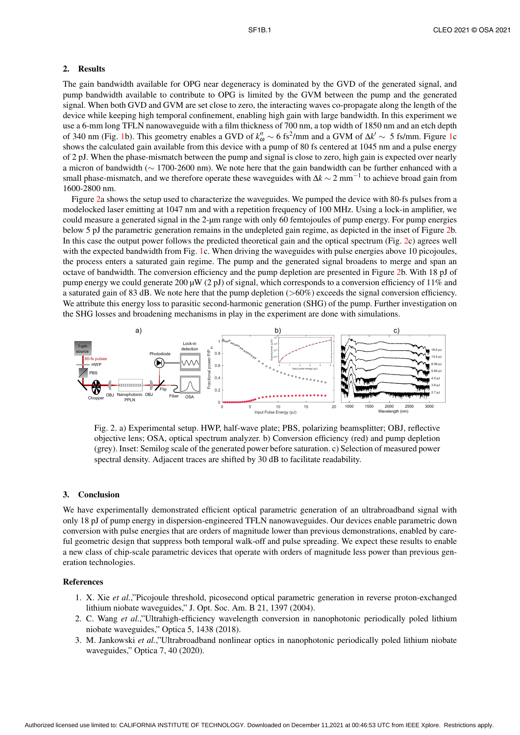## 2. Results

The gain bandwidth available for OPG near degeneracy is dominated by the GVD of the generated signal, and pump bandwidth available to contribute to OPG is limited by the GVM between the pump and the generated signal. When both GVD and GVM are set close to zero, the interacting waves co-propagate along the length of the device while keeping high temporal confinement, enabling high gain with large bandwidth. In this experiment we use a 6-mm long TFLN nanowaveguide with a film thickness of 700 nm, a top width of 1850 nm and an etch depth of 340 nm (Fig. 1b). This geometry enables a GVD of $k''_\omega \sim 6$ fs$^2$/mm and a GVM of $\Delta k' \sim 5$ fs/mm. Figure 1c shows the calculated gain available from this device with a pump of 80 fs centered at 1045 nm and a pulse energy of 2 pJ. When the phase-mismatch between the pump and signal is close to zero, high gain is expected over nearly a micron of bandwidth ($\sim$ 1700-2600 nm). We note here that the gain bandwidth can be further enhanced with a small phase-mismatch, and we therefore operate these waveguides with $\Delta k \sim 2$ mm$^{-1}$ to achieve broad gain from 1600-2800 nm.

Figure 2a shows the setup used to characterize the waveguides. We pumped the device with 80-fs pulses from a modelocked laser emitting at 1047 nm and with a repetition frequency of 100 MHz. Using a lock-in amplifier, we could measure a generated signal in the 2-µm range with only 60 femtojoules of pump energy. For pump energies below 5 pJ the parametric generation remains in the undepleted gain regime, as depicted in the inset of Figure 2b. In this case the output power follows the predicted theoretical gain and the optical spectrum (Fig. 2c) agrees well with the expected bandwidth from Fig. 1c. When driving the waveguides with pulse energies above 10 picojoules, the process enters a saturated gain regime. The pump and the generated signal broadens to merge and span an octave of bandwidth. The conversion efficiency and the pump depletion are presented in Figure 2b. With 18 pJ of pump energy we could generate 200 µW (2 pJ) of signal, which corresponds to a conversion efficiency of 11% and a saturated gain of 83 dB. We note here that the pump depletion (>60%) exceeds the signal conversion efficiency. We attribute this energy loss to parasitic second-harmonic generation (SHG) of the pump. Further investigation on the SHG losses and broadening mechanisms in play in the experiment are done with simulations.

a)

1-µm source
80-fs pulses
HWP
PBS
Chopper
OBJ
Nanophotonic PPLN
OBJ
Flip
Fiber
Photodiode
Lock-in detection
OSA

b)

Fractional power P/P$_{in}$
Input Pulse Energy (pJ)
Signal power (µW)
Input pulse energy (pJ)

c)

18.0 pJ
13.5 pJ
9.09 pJ
6.84 pJ
4.5 pJ
3.6 pJ
2.7 pJ
Wavelength (nm)

Fig. 2. a) Experimental setup. HWP, half-wave plate; PBS, polarizing beamsplitter; OBJ, reflective objective lens; OSA, optical spectrum analyzer. b) Conversion efficiency (red) and pump depletion (grey). Inset: Semilog scale of the generated power before saturation. c) Selection of measured power spectral density. Adjacent traces are shifted by 30 dB to facilitate readability.

## 3. Conclusion

We have experimentally demonstrated efficient optical parametric generation of an ultrabroadband signal with only 18 pJ of pump energy in dispersion-engineered TFLN nanowaveguides. Our devices enable parametric down conversion with pulse energies that are orders of magnitude lower than previous demonstrations, enabled by careful geometric design that suppress both temporal walk-off and pulse spreading. We expect these results to enable a new class of chip-scale parametric devices that operate with orders of magnitude less power than previous generation technologies.

## References

1. X. Xie *et al.*,"Picojoule threshold, picosecond optical parametric generation in reverse proton-exchanged lithium niobate waveguides," J. Opt. Soc. Am. B 21, 1397 (2004).
2. C. Wang *et al.*,"Ultrahigh-efficiency wavelength conversion in nanophotonic periodically poled lithium niobate waveguides," Optica 5, 1438 (2018).
3. M. Jankowski *et al.*,"Ultrabroadband nonlinear optics in nanophotonic periodically poled lithium niobate waveguides," Optica 7, 40 (2020).